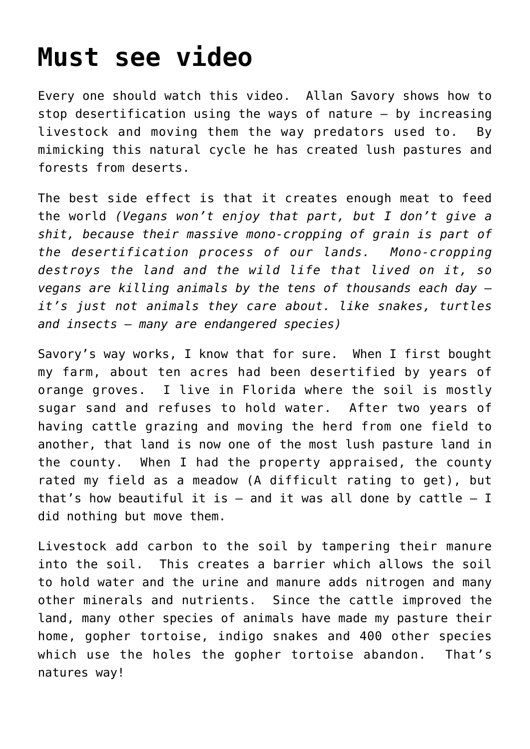# Must see video

Every one should watch this video. Allan Savory shows how to stop desertification using the ways of nature – by increasing livestock and moving them the way predators used to. By mimicking this natural cycle he has created lush pastures and forests from deserts.

The best side effect is that it creates enough meat to feed the world *(Vegans won't enjoy that part, but I don't give a shit, because their massive mono-cropping of grain is part of the desertification process of our lands. Mono-cropping destroys the land and the wild life that lived on it, so vegans are killing animals by the tens of thousands each day – it's just not animals they care about. like snakes, turtles and insects – many are endangered species)*

Savory's way works, I know that for sure. When I first bought my farm, about ten acres had been desertified by years of orange groves. I live in Florida where the soil is mostly sugar sand and refuses to hold water. After two years of having cattle grazing and moving the herd from one field to another, that land is now one of the most lush pasture land in the county. When I had the property appraised, the county rated my field as a meadow (A difficult rating to get), but that's how beautiful it is – and it was all done by cattle – I did nothing but move them.

Livestock add carbon to the soil by tampering their manure into the soil. This creates a barrier which allows the soil to hold water and the urine and manure adds nitrogen and many other minerals and nutrients. Since the cattle improved the land, many other species of animals have made my pasture their home, gopher tortoise, indigo snakes and 400 other species which use the holes the gopher tortoise abandon. That's natures way!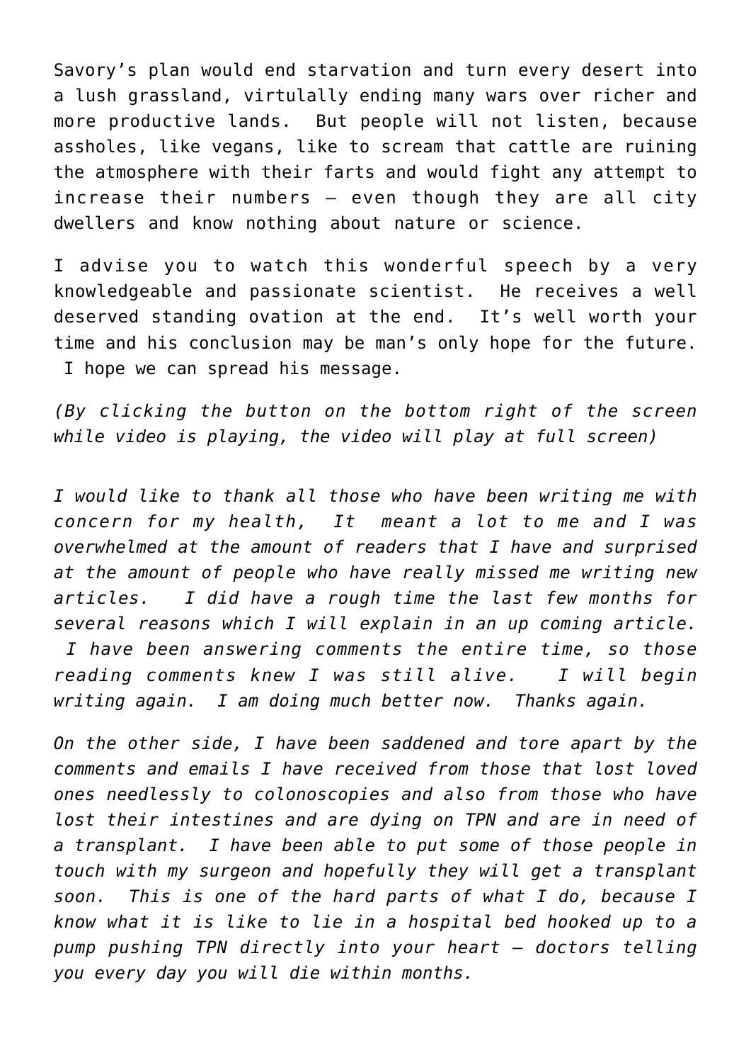Savory's plan would end starvation and turn every desert into a lush grassland, virtulally ending many wars over richer and more productive lands. But people will not listen, because assholes, like vegans, like to scream that cattle are ruining the atmosphere with their farts and would fight any attempt to increase their numbers – even though they are all city dwellers and know nothing about nature or science.

I advise you to watch this wonderful speech by a very knowledgeable and passionate scientist. He receives a well deserved standing ovation at the end. It's well worth your time and his conclusion may be man's only hope for the future. I hope we can spread his message.

*(By clicking the button on the bottom right of the screen while video is playing, the video will play at full screen)*

*I would like to thank all those who have been writing me with concern for my health, It meant a lot to me and I was overwhelmed at the amount of readers that I have and surprised at the amount of people who have really missed me writing new articles. I did have a rough time the last few months for several reasons which I will explain in an up coming article. I have been answering comments the entire time, so those reading comments knew I was still alive. I will begin writing again. I am doing much better now. Thanks again.*

*On the other side, I have been saddened and tore apart by the comments and emails I have received from those that lost loved ones needlessly to colonoscopies and also from those who have lost their intestines and are dying on TPN and are in need of a transplant. I have been able to put some of those people in touch with my surgeon and hopefully they will get a transplant soon. This is one of the hard parts of what I do, because I know what it is like to lie in a hospital bed hooked up to a pump pushing TPN directly into your heart – doctors telling you every day you will die within months.*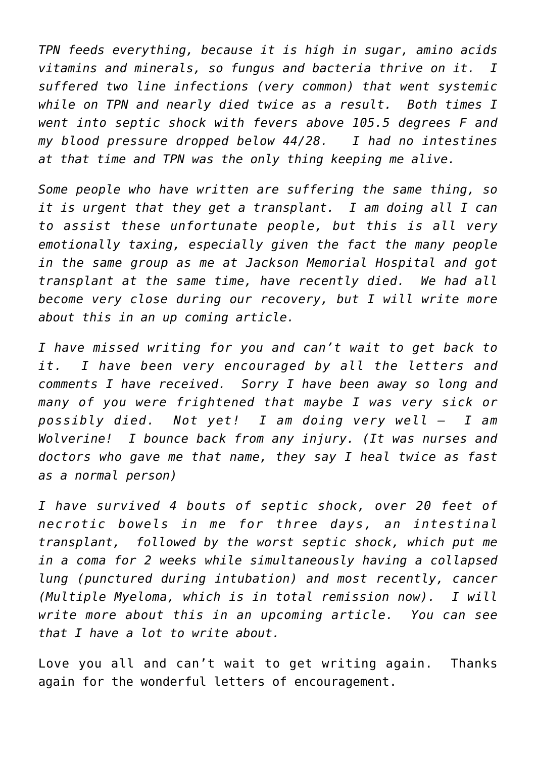*TPN feeds everything, because it is high in sugar, amino acids vitamins and minerals, so fungus and bacteria thrive on it. I suffered two line infections (very common) that went systemic while on TPN and nearly died twice as a result. Both times I went into septic shock with fevers above 105.5 degrees F and my blood pressure dropped below 44/28. I had no intestines at that time and TPN was the only thing keeping me alive.*

*Some people who have written are suffering the same thing, so it is urgent that they get a transplant. I am doing all I can to assist these unfortunate people, but this is all very emotionally taxing, especially given the fact the many people in the same group as me at Jackson Memorial Hospital and got transplant at the same time, have recently died. We had all become very close during our recovery, but I will write more about this in an up coming article.*

*I have missed writing for you and can't wait to get back to it. I have been very encouraged by all the letters and comments I have received. Sorry I have been away so long and many of you were frightened that maybe I was very sick or possibly died. Not yet! I am doing very well – I am Wolverine! I bounce back from any injury. (It was nurses and doctors who gave me that name, they say I heal twice as fast as a normal person)*

*I have survived 4 bouts of septic shock, over 20 feet of necrotic bowels in me for three days, an intestinal transplant, followed by the worst septic shock, which put me in a coma for 2 weeks while simultaneously having a collapsed lung (punctured during intubation) and most recently, cancer (Multiple Myeloma, which is in total remission now). I will write more about this in an upcoming article. You can see that I have a lot to write about.*

Love you all and can't wait to get writing again. Thanks again for the wonderful letters of encouragement.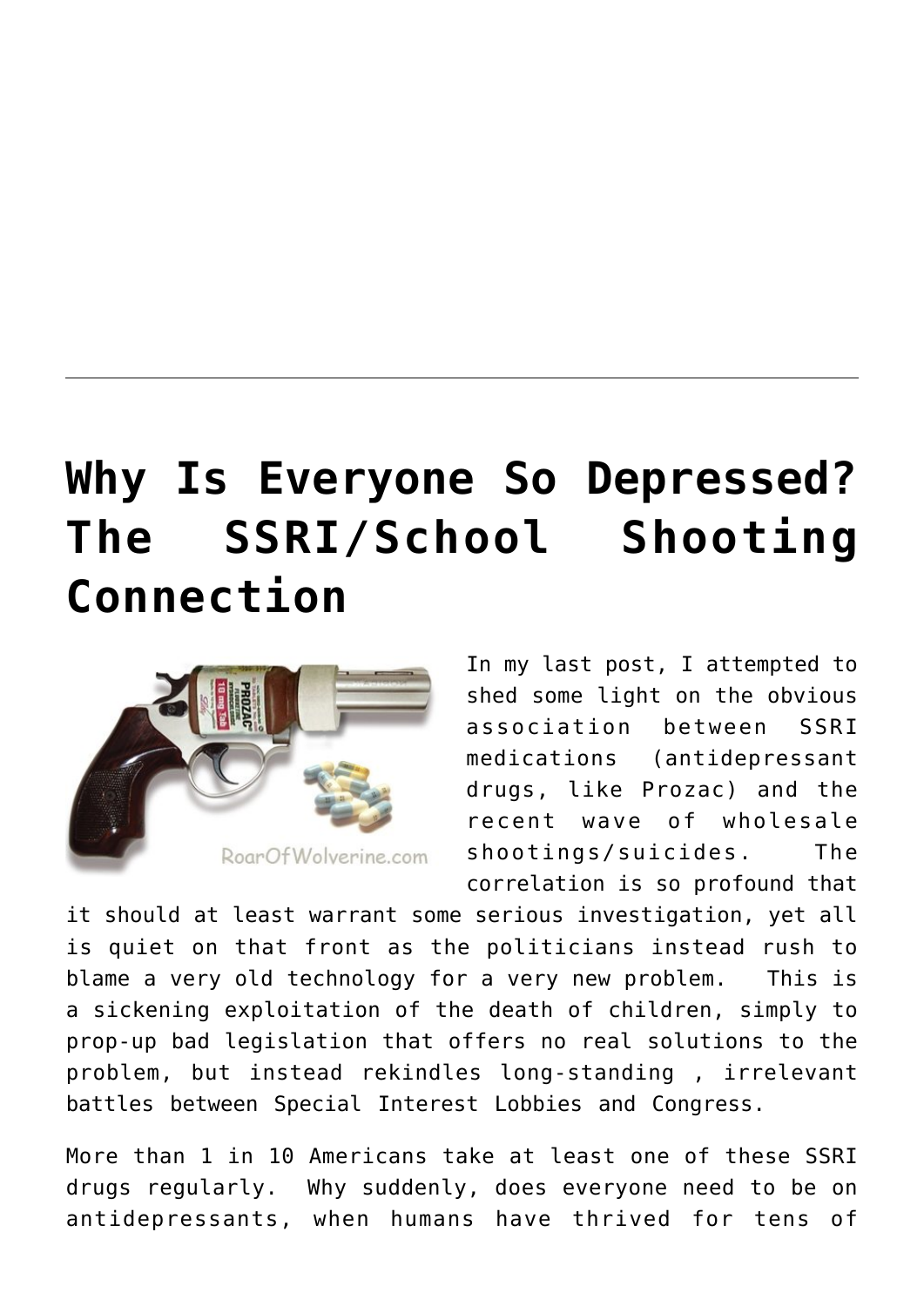# Why Is Everyone So Depressed? The SSRI/School Shooting Connection

In my last post, I attempted to shed some light on the obvious association between SSRI medications (antidepressant drugs, like Prozac) and the recent wave of wholesale shootings/suicides. The correlation is so profound that it should at least warrant some serious investigation, yet all is quiet on that front as the politicians instead rush to blame a very old technology for a very new problem. This is a sickening exploitation of the death of children, simply to prop-up bad legislation that offers no real solutions to the problem, but instead rekindles long-standing , irrelevant battles between Special Interest Lobbies and Congress.

More than 1 in 10 Americans take at least one of these SSRI drugs regularly. Why suddenly, does everyone need to be on antidepressants, when humans have thrived for tens of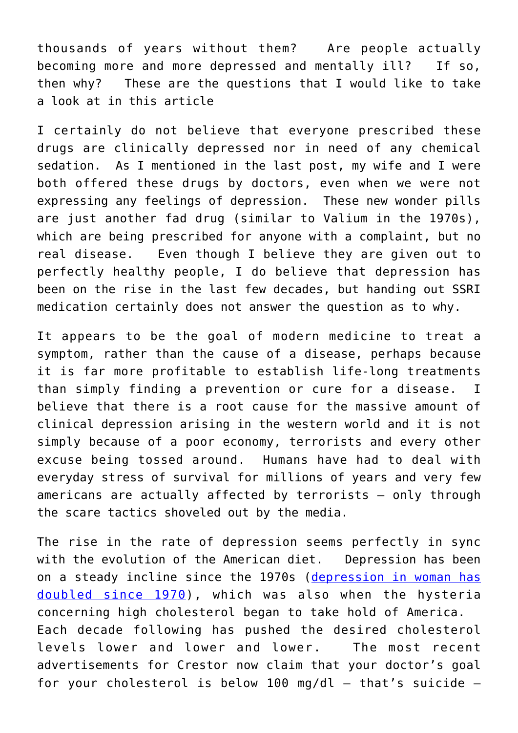thousands of years without them? Are people actually becoming more and more depressed and mentally ill? If so, then why? These are the questions that I would like to take a look at in this article

I certainly do not believe that everyone prescribed these drugs are clinically depressed nor in need of any chemical sedation. As I mentioned in the last post, my wife and I were both offered these drugs by doctors, even when we were not expressing any feelings of depression. These new wonder pills are just another fad drug (similar to Valium in the 1970s), which are being prescribed for anyone with a complaint, but no real disease. Even though I believe they are given out to perfectly healthy people, I do believe that depression has been on the rise in the last few decades, but handing out SSRI medication certainly does not answer the question as to why.

It appears to be the goal of modern medicine to treat a symptom, rather than the cause of a disease, perhaps because it is far more profitable to establish life-long treatments than simply finding a prevention or cure for a disease. I believe that there is a root cause for the massive amount of clinical depression arising in the western world and it is not simply because of a poor economy, terrorists and every other excuse being tossed around. Humans have had to deal with everyday stress of survival for millions of years and very few americans are actually affected by terrorists – only through the scare tactics shoveled out by the media.

The rise in the rate of depression seems perfectly in sync with the evolution of the American diet. Depression has been on a steady incline since the 1970s (depression in woman has doubled since 1970), which was also when the hysteria concerning high cholesterol began to take hold of America. Each decade following has pushed the desired cholesterol levels lower and lower and lower. The most recent advertisements for Crestor now claim that your doctor's goal for your cholesterol is below 100 mg/dl – that's suicide –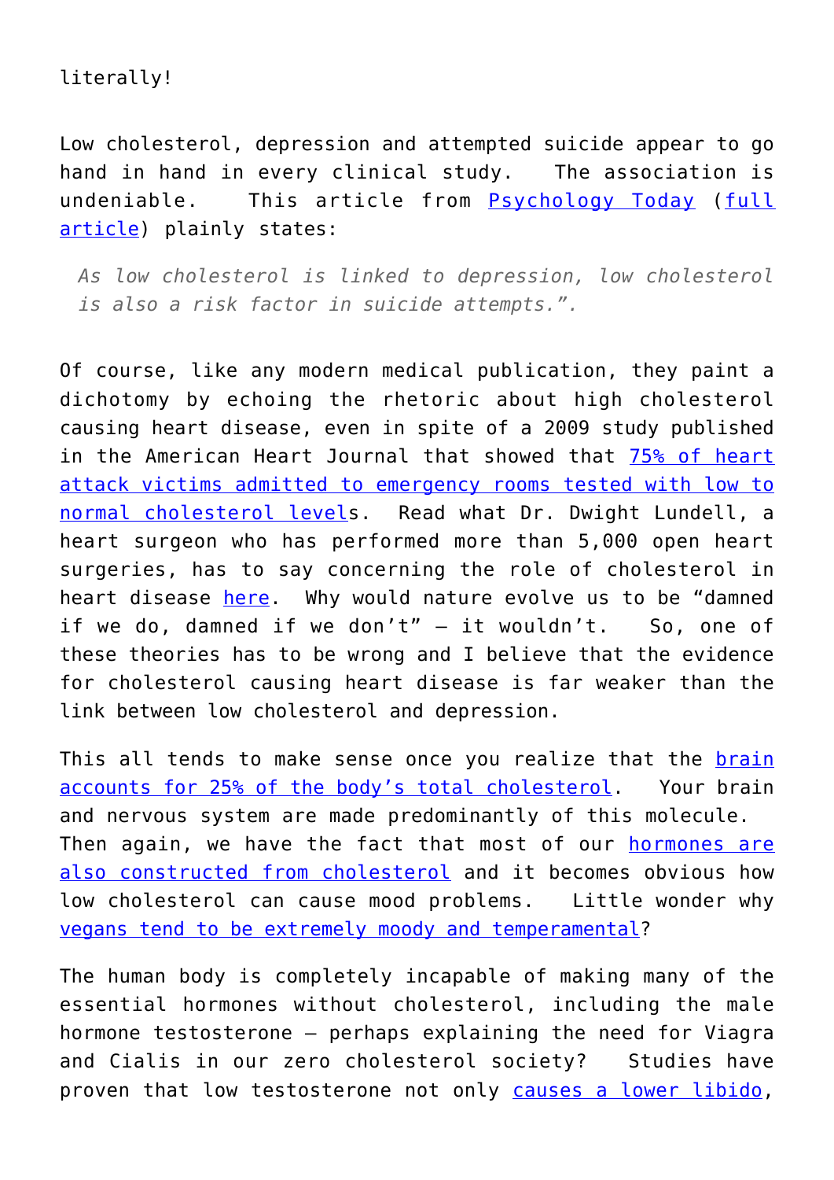literally!

Low cholesterol, depression and attempted suicide appear to go hand in hand in every clinical study. The association is undeniable. This article from Psychology Today (full article) plainly states:

> *As low cholesterol is linked to depression, low cholesterol is also a risk factor in suicide attempts.".*

Of course, like any modern medical publication, they paint a dichotomy by echoing the rhetoric about high cholesterol causing heart disease, even in spite of a 2009 study published in the American Heart Journal that showed that 75% of heart attack victims admitted to emergency rooms tested with low to normal cholesterol levels. Read what Dr. Dwight Lundell, a heart surgeon who has performed more than 5,000 open heart surgeries, has to say concerning the role of cholesterol in heart disease here. Why would nature evolve us to be "damned if we do, damned if we don't" – it wouldn't. So, one of these theories has to be wrong and I believe that the evidence for cholesterol causing heart disease is far weaker than the link between low cholesterol and depression.

This all tends to make sense once you realize that the brain accounts for 25% of the body's total cholesterol. Your brain and nervous system are made predominantly of this molecule. Then again, we have the fact that most of our hormones are also constructed from cholesterol and it becomes obvious how low cholesterol can cause mood problems. Little wonder why vegans tend to be extremely moody and temperamental?

The human body is completely incapable of making many of the essential hormones without cholesterol, including the male hormone testosterone – perhaps explaining the need for Viagra and Cialis in our zero cholesterol society? Studies have proven that low testosterone not only causes a lower libido,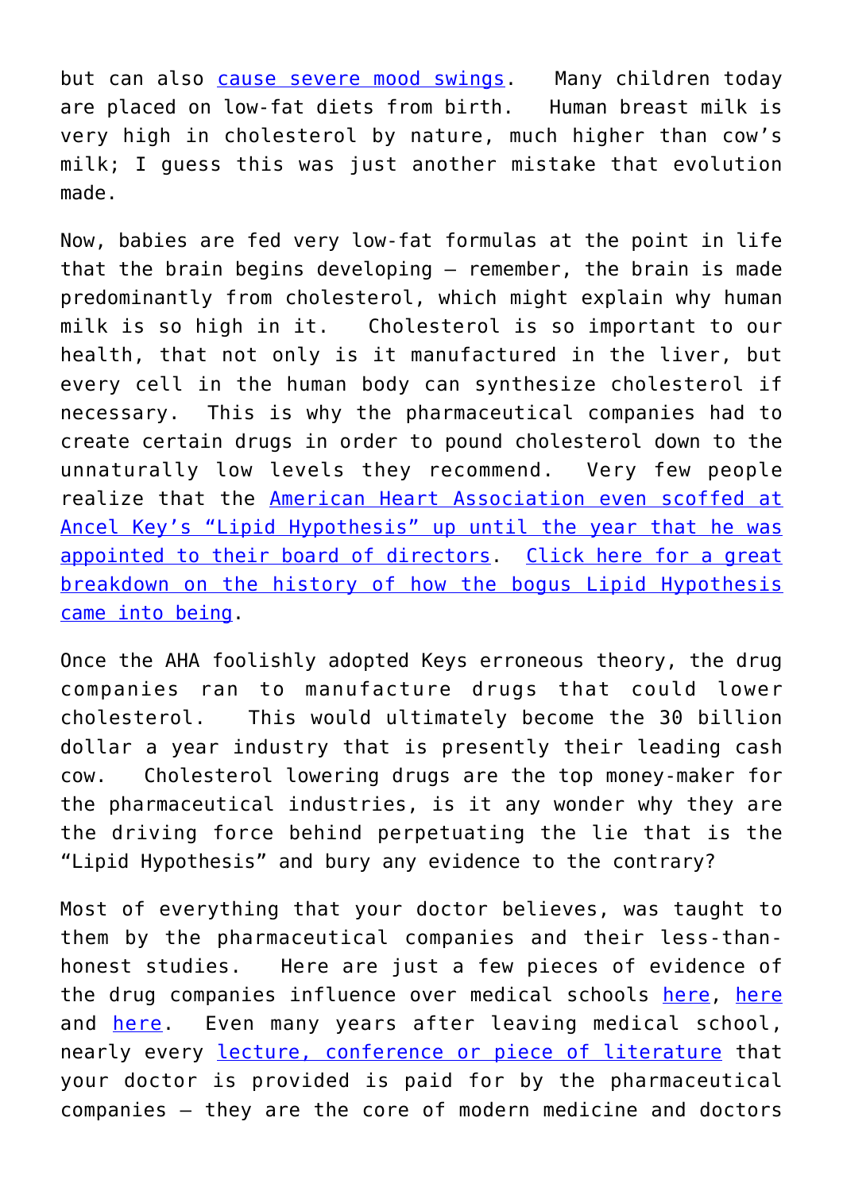but can also cause severe mood swings.  Many children today are placed on low-fat diets from birth.  Human breast milk is very high in cholesterol by nature, much higher than cow's milk; I guess this was just another mistake that evolution made.

Now, babies are fed very low-fat formulas at the point in life that the brain begins developing – remember, the brain is made predominantly from cholesterol, which might explain why human milk is so high in it.  Cholesterol is so important to our health, that not only is it manufactured in the liver, but every cell in the human body can synthesize cholesterol if necessary.  This is why the pharmaceutical companies had to create certain drugs in order to pound cholesterol down to the unnaturally low levels they recommend.  Very few people realize that the American Heart Association even scoffed at Ancel Key's "Lipid Hypothesis" up until the year that he was appointed to their board of directors.  Click here for a great breakdown on the history of how the bogus Lipid Hypothesis came into being.

Once the AHA foolishly adopted Keys erroneous theory, the drug companies ran to manufacture drugs that could lower cholesterol.  This would ultimately become the 30 billion dollar a year industry that is presently their leading cash cow.  Cholesterol lowering drugs are the top money-maker for the pharmaceutical industries, is it any wonder why they are the driving force behind perpetuating the lie that is the "Lipid Hypothesis" and bury any evidence to the contrary?

Most of everything that your doctor believes, was taught to them by the pharmaceutical companies and their less-than-honest studies.  Here are just a few pieces of evidence of the drug companies influence over medical schools here, here and here.  Even many years after leaving medical school, nearly every lecture, conference or piece of literature that your doctor is provided is paid for by the pharmaceutical companies – they are the core of modern medicine and doctors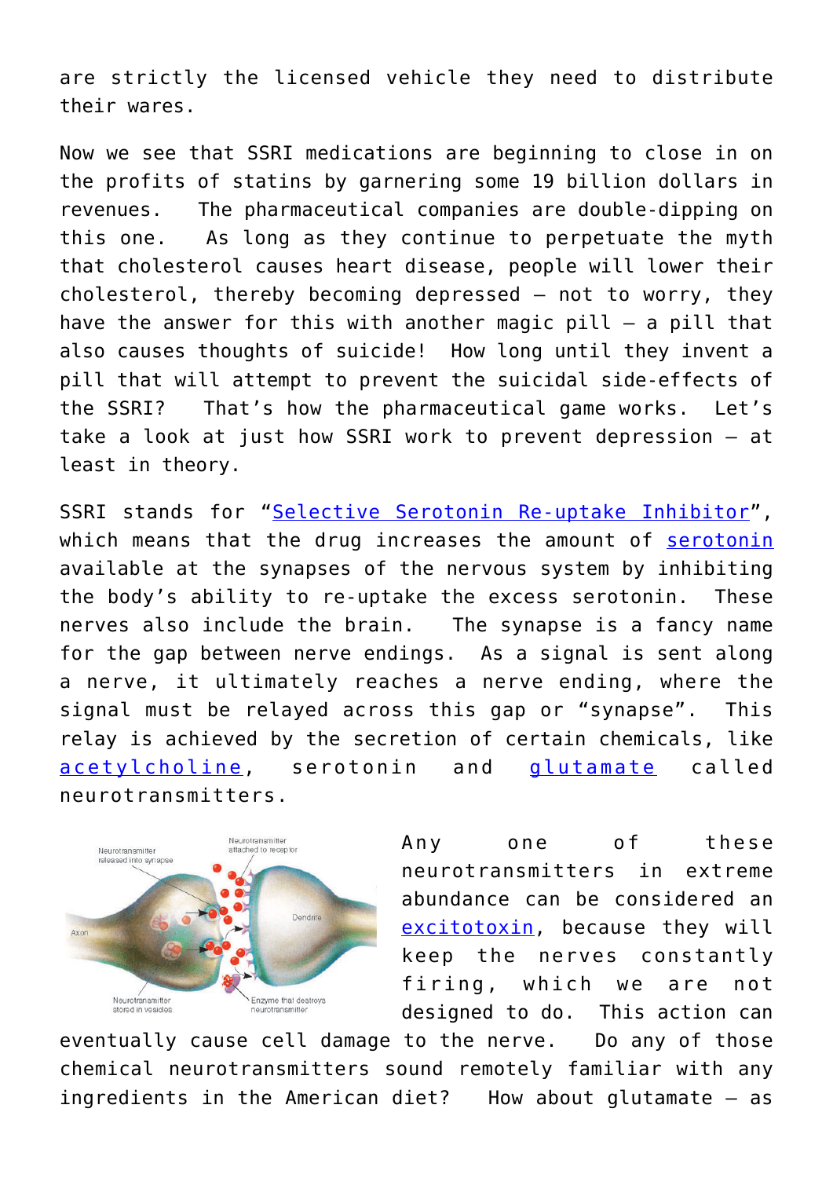are strictly the licensed vehicle they need to distribute their wares.

Now we see that SSRI medications are beginning to close in on the profits of statins by garnering some 19 billion dollars in revenues. The pharmaceutical companies are double-dipping on this one. As long as they continue to perpetuate the myth that cholesterol causes heart disease, people will lower their cholesterol, thereby becoming depressed – not to worry, they have the answer for this with another magic pill – a pill that also causes thoughts of suicide! How long until they invent a pill that will attempt to prevent the suicidal side-effects of the SSRI? That's how the pharmaceutical game works. Let's take a look at just how SSRI work to prevent depression – at least in theory.

SSRI stands for "Selective Serotonin Re-uptake Inhibitor", which means that the drug increases the amount of serotonin available at the synapses of the nervous system by inhibiting the body's ability to re-uptake the excess serotonin. These nerves also include the brain. The synapse is a fancy name for the gap between nerve endings. As a signal is sent along a nerve, it ultimately reaches a nerve ending, where the signal must be relayed across this gap or "synapse". This relay is achieved by the secretion of certain chemicals, like acetylcholine, serotonin and glutamate called neurotransmitters.

Any one of these neurotransmitters in extreme abundance can be considered an excitotoxin, because they will keep the nerves constantly firing, which we are not designed to do. This action can eventually cause cell damage to the nerve. Do any of those chemical neurotransmitters sound remotely familiar with any ingredients in the American diet? How about glutamate – as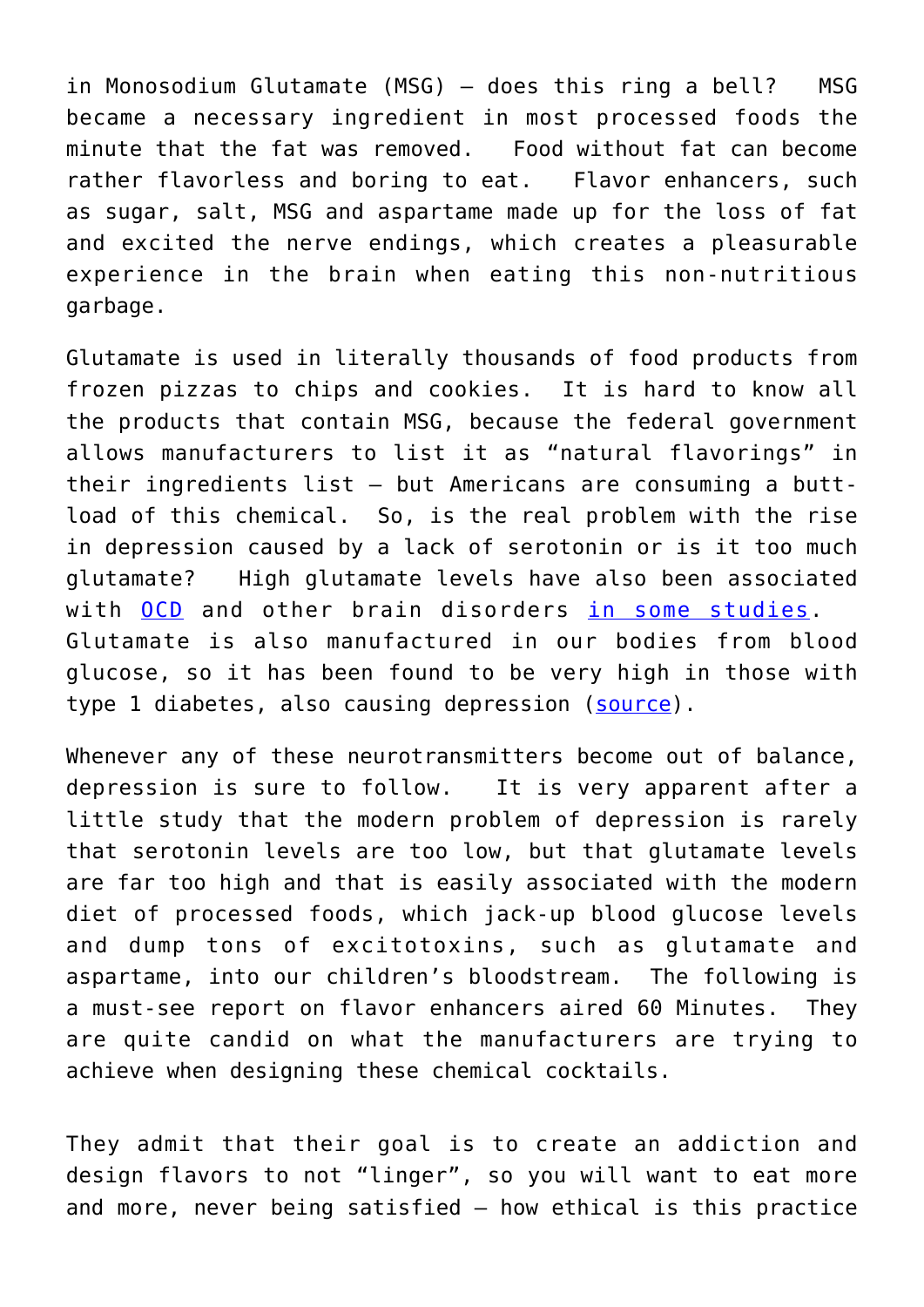in Monosodium Glutamate (MSG) – does this ring a bell? MSG became a necessary ingredient in most processed foods the minute that the fat was removed. Food without fat can become rather flavorless and boring to eat. Flavor enhancers, such as sugar, salt, MSG and aspartame made up for the loss of fat and excited the nerve endings, which creates a pleasurable experience in the brain when eating this non-nutritious garbage.

Glutamate is used in literally thousands of food products from frozen pizzas to chips and cookies. It is hard to know all the products that contain MSG, because the federal government allows manufacturers to list it as "natural flavorings" in their ingredients list – but Americans are consuming a butt-load of this chemical. So, is the real problem with the rise in depression caused by a lack of serotonin or is it too much glutamate? High glutamate levels have also been associated with OCD and other brain disorders in some studies. Glutamate is also manufactured in our bodies from blood glucose, so it has been found to be very high in those with type 1 diabetes, also causing depression (source).

Whenever any of these neurotransmitters become out of balance, depression is sure to follow. It is very apparent after a little study that the modern problem of depression is rarely that serotonin levels are too low, but that glutamate levels are far too high and that is easily associated with the modern diet of processed foods, which jack-up blood glucose levels and dump tons of excitotoxins, such as glutamate and aspartame, into our children's bloodstream. The following is a must-see report on flavor enhancers aired 60 Minutes. They are quite candid on what the manufacturers are trying to achieve when designing these chemical cocktails.

They admit that their goal is to create an addiction and design flavors to not "linger", so you will want to eat more and more, never being satisfied – how ethical is this practice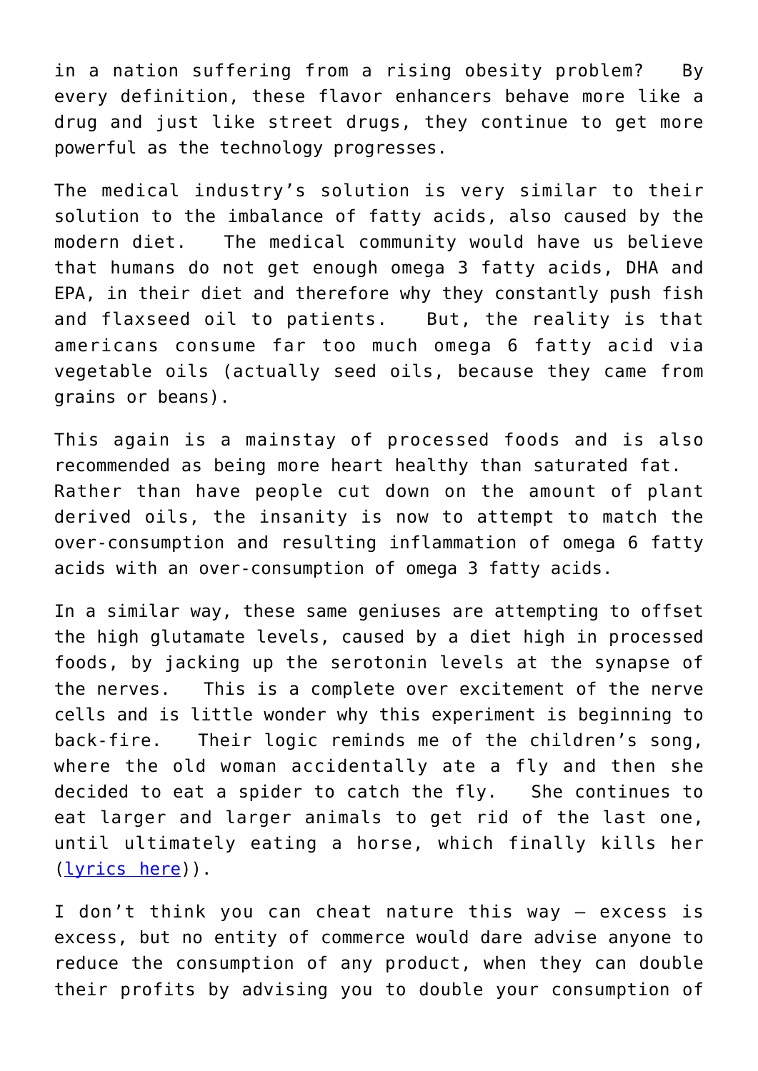in a nation suffering from a rising obesity problem? By every definition, these flavor enhancers behave more like a drug and just like street drugs, they continue to get more powerful as the technology progresses.

The medical industry's solution is very similar to their solution to the imbalance of fatty acids, also caused by the modern diet. The medical community would have us believe that humans do not get enough omega 3 fatty acids, DHA and EPA, in their diet and therefore why they constantly push fish and flaxseed oil to patients. But, the reality is that americans consume far too much omega 6 fatty acid via vegetable oils (actually seed oils, because they came from grains or beans).

This again is a mainstay of processed foods and is also recommended as being more heart healthy than saturated fat. Rather than have people cut down on the amount of plant derived oils, the insanity is now to attempt to match the over-consumption and resulting inflammation of omega 6 fatty acids with an over-consumption of omega 3 fatty acids.

In a similar way, these same geniuses are attempting to offset the high glutamate levels, caused by a diet high in processed foods, by jacking up the serotonin levels at the synapse of the nerves. This is a complete over excitement of the nerve cells and is little wonder why this experiment is beginning to back-fire. Their logic reminds me of the children's song, where the old woman accidentally ate a fly and then she decided to eat a spider to catch the fly. She continues to eat larger and larger animals to get rid of the last one, until ultimately eating a horse, which finally kills her ([lyrics here])).

I don't think you can cheat nature this way – excess is excess, but no entity of commerce would dare advise anyone to reduce the consumption of any product, when they can double their profits by advising you to double your consumption of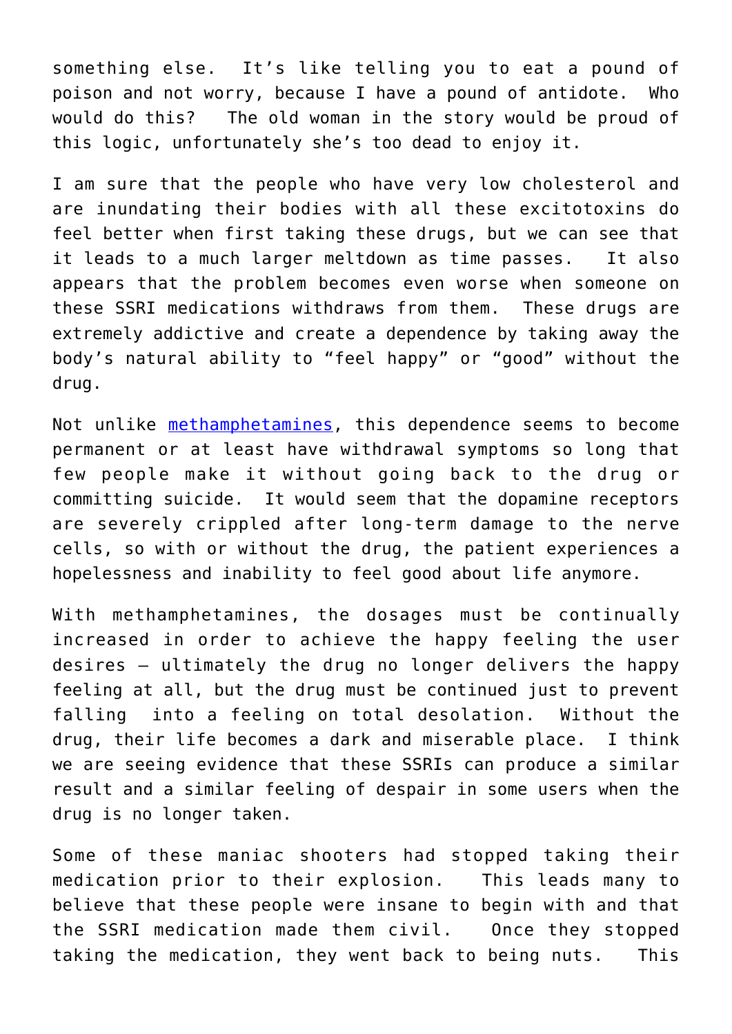something else. It's like telling you to eat a pound of poison and not worry, because I have a pound of antidote. Who would do this? The old woman in the story would be proud of this logic, unfortunately she's too dead to enjoy it.

I am sure that the people who have very low cholesterol and are inundating their bodies with all these excitotoxins do feel better when first taking these drugs, but we can see that it leads to a much larger meltdown as time passes. It also appears that the problem becomes even worse when someone on these SSRI medications withdraws from them. These drugs are extremely addictive and create a dependence by taking away the body's natural ability to "feel happy" or "good" without the drug.

Not unlike [methamphetamines](), this dependence seems to become permanent or at least have withdrawal symptoms so long that few people make it without going back to the drug or committing suicide. It would seem that the dopamine receptors are severely crippled after long-term damage to the nerve cells, so with or without the drug, the patient experiences a hopelessness and inability to feel good about life anymore.

With methamphetamines, the dosages must be continually increased in order to achieve the happy feeling the user desires – ultimately the drug no longer delivers the happy feeling at all, but the drug must be continued just to prevent falling into a feeling on total desolation. Without the drug, their life becomes a dark and miserable place. I think we are seeing evidence that these SSRIs can produce a similar result and a similar feeling of despair in some users when the drug is no longer taken.

Some of these maniac shooters had stopped taking their medication prior to their explosion. This leads many to believe that these people were insane to begin with and that the SSRI medication made them civil. Once they stopped taking the medication, they went back to being nuts. This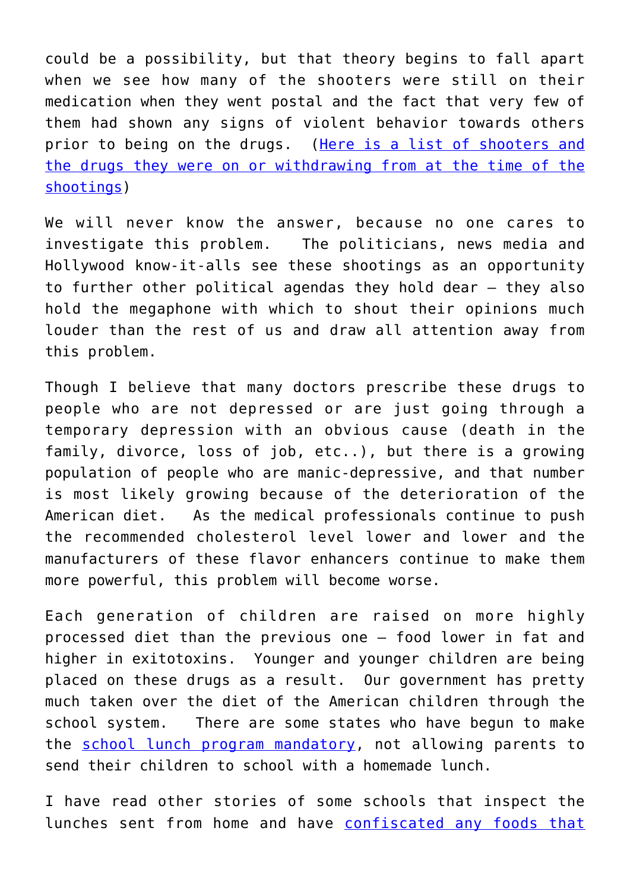could be a possibility, but that theory begins to fall apart when we see how many of the shooters were still on their medication when they went postal and the fact that very few of them had shown any signs of violent behavior towards others prior to being on the drugs. (Here is a list of shooters and the drugs they were on or withdrawing from at the time of the shootings)

We will never know the answer, because no one cares to investigate this problem. The politicians, news media and Hollywood know-it-alls see these shootings as an opportunity to further other political agendas they hold dear – they also hold the megaphone with which to shout their opinions much louder than the rest of us and draw all attention away from this problem.

Though I believe that many doctors prescribe these drugs to people who are not depressed or are just going through a temporary depression with an obvious cause (death in the family, divorce, loss of job, etc..), but there is a growing population of people who are manic-depressive, and that number is most likely growing because of the deterioration of the American diet. As the medical professionals continue to push the recommended cholesterol level lower and lower and the manufacturers of these flavor enhancers continue to make them more powerful, this problem will become worse.

Each generation of children are raised on more highly processed diet than the previous one – food lower in fat and higher in exitotoxins. Younger and younger children are being placed on these drugs as a result. Our government has pretty much taken over the diet of the American children through the school system. There are some states who have begun to make the school lunch program mandatory, not allowing parents to send their children to school with a homemade lunch.

I have read other stories of some schools that inspect the lunches sent from home and have confiscated any foods that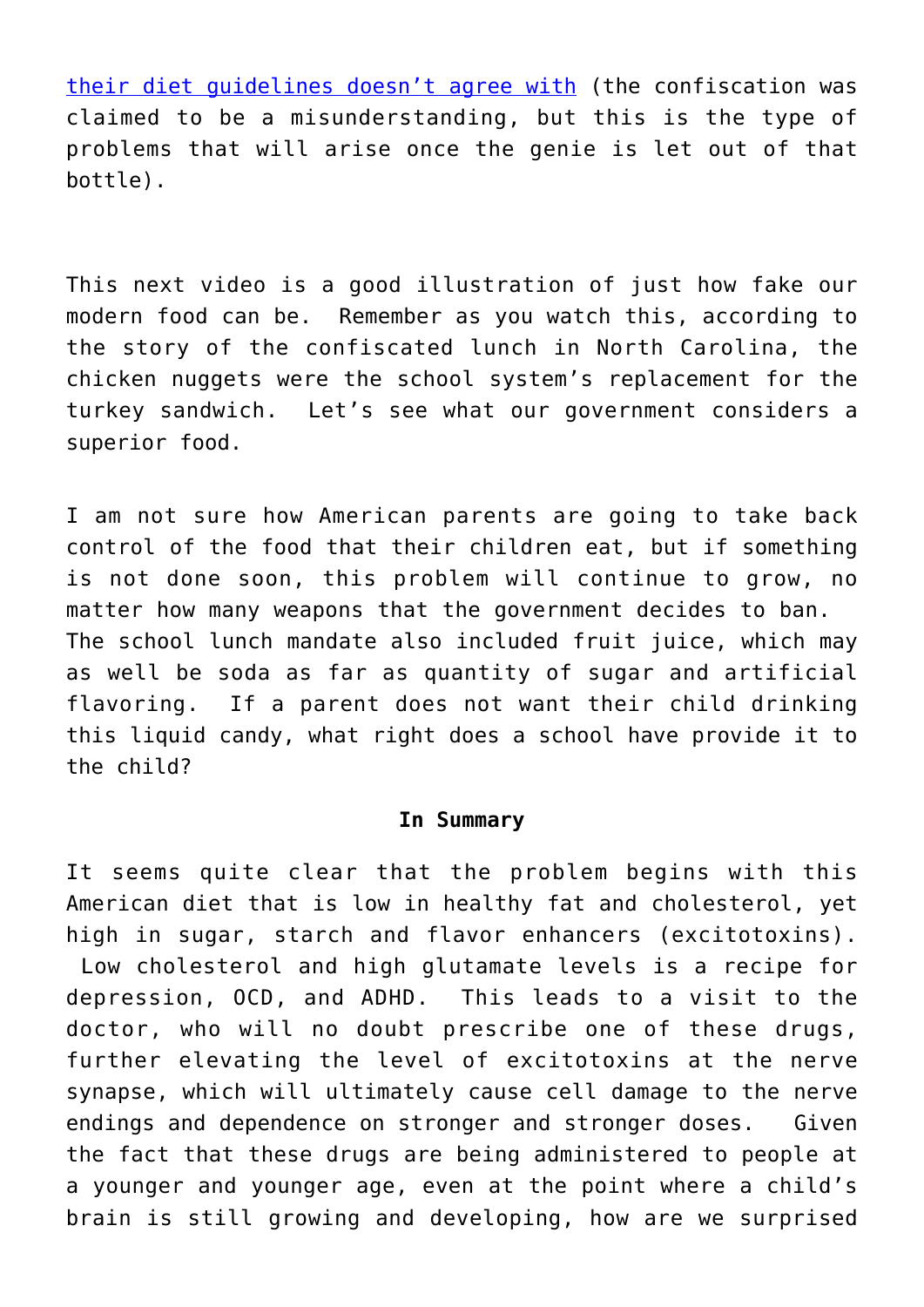their diet guidelines doesn't agree with (the confiscation was claimed to be a misunderstanding, but this is the type of problems that will arise once the genie is let out of that bottle).

This next video is a good illustration of just how fake our modern food can be. Remember as you watch this, according to the story of the confiscated lunch in North Carolina, the chicken nuggets were the school system's replacement for the turkey sandwich. Let's see what our government considers a superior food.

I am not sure how American parents are going to take back control of the food that their children eat, but if something is not done soon, this problem will continue to grow, no matter how many weapons that the government decides to ban. The school lunch mandate also included fruit juice, which may as well be soda as far as quantity of sugar and artificial flavoring. If a parent does not want their child drinking this liquid candy, what right does a school have provide it to the child?

**In Summary**

It seems quite clear that the problem begins with this American diet that is low in healthy fat and cholesterol, yet high in sugar, starch and flavor enhancers (excitotoxins). Low cholesterol and high glutamate levels is a recipe for depression, OCD, and ADHD. This leads to a visit to the doctor, who will no doubt prescribe one of these drugs, further elevating the level of excitotoxins at the nerve synapse, which will ultimately cause cell damage to the nerve endings and dependence on stronger and stronger doses. Given the fact that these drugs are being administered to people at a younger and younger age, even at the point where a child's brain is still growing and developing, how are we surprised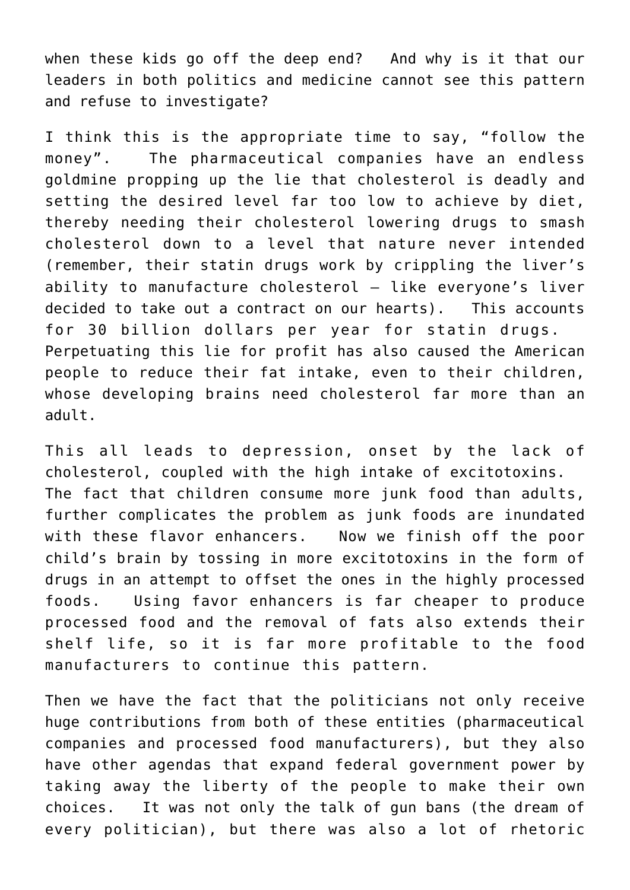when these kids go off the deep end? And why is it that our leaders in both politics and medicine cannot see this pattern and refuse to investigate?

I think this is the appropriate time to say, "follow the money". The pharmaceutical companies have an endless goldmine propping up the lie that cholesterol is deadly and setting the desired level far too low to achieve by diet, thereby needing their cholesterol lowering drugs to smash cholesterol down to a level that nature never intended (remember, their statin drugs work by crippling the liver's ability to manufacture cholesterol – like everyone's liver decided to take out a contract on our hearts). This accounts for 30 billion dollars per year for statin drugs. Perpetuating this lie for profit has also caused the American people to reduce their fat intake, even to their children, whose developing brains need cholesterol far more than an adult.

This all leads to depression, onset by the lack of cholesterol, coupled with the high intake of excitotoxins. The fact that children consume more junk food than adults, further complicates the problem as junk foods are inundated with these flavor enhancers. Now we finish off the poor child's brain by tossing in more excitotoxins in the form of drugs in an attempt to offset the ones in the highly processed foods. Using favor enhancers is far cheaper to produce processed food and the removal of fats also extends their shelf life, so it is far more profitable to the food manufacturers to continue this pattern.

Then we have the fact that the politicians not only receive huge contributions from both of these entities (pharmaceutical companies and processed food manufacturers), but they also have other agendas that expand federal government power by taking away the liberty of the people to make their own choices. It was not only the talk of gun bans (the dream of every politician), but there was also a lot of rhetoric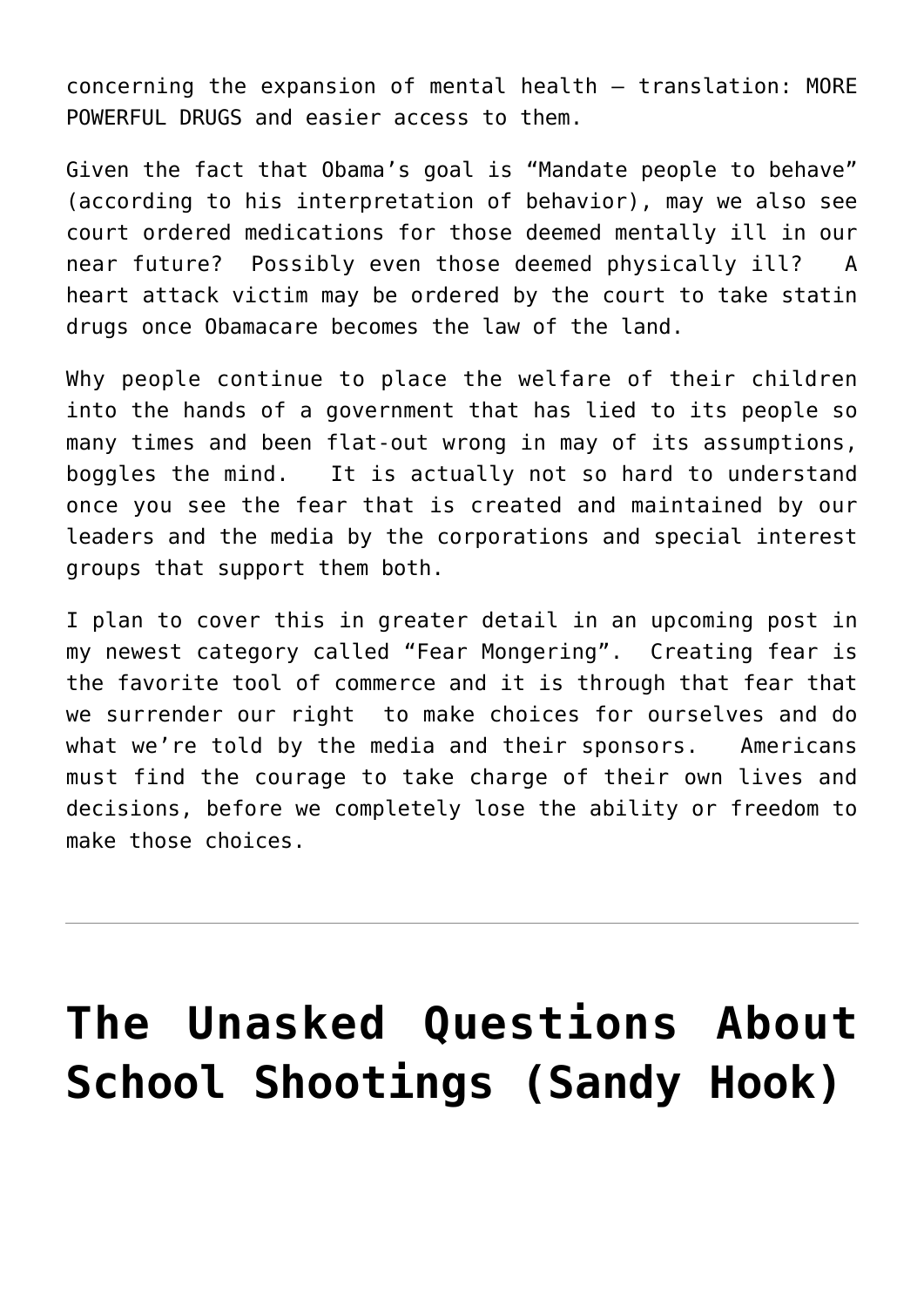concerning the expansion of mental health – translation: MORE POWERFUL DRUGS and easier access to them.

Given the fact that Obama's goal is "Mandate people to behave" (according to his interpretation of behavior), may we also see court ordered medications for those deemed mentally ill in our near future? Possibly even those deemed physically ill? A heart attack victim may be ordered by the court to take statin drugs once Obamacare becomes the law of the land.

Why people continue to place the welfare of their children into the hands of a government that has lied to its people so many times and been flat-out wrong in may of its assumptions, boggles the mind. It is actually not so hard to understand once you see the fear that is created and maintained by our leaders and the media by the corporations and special interest groups that support them both.

I plan to cover this in greater detail in an upcoming post in my newest category called "Fear Mongering". Creating fear is the favorite tool of commerce and it is through that fear that we surrender our right to make choices for ourselves and do what we're told by the media and their sponsors. Americans must find the courage to take charge of their own lives and decisions, before we completely lose the ability or freedom to make those choices.

---

# The Unasked Questions About School Shootings (Sandy Hook)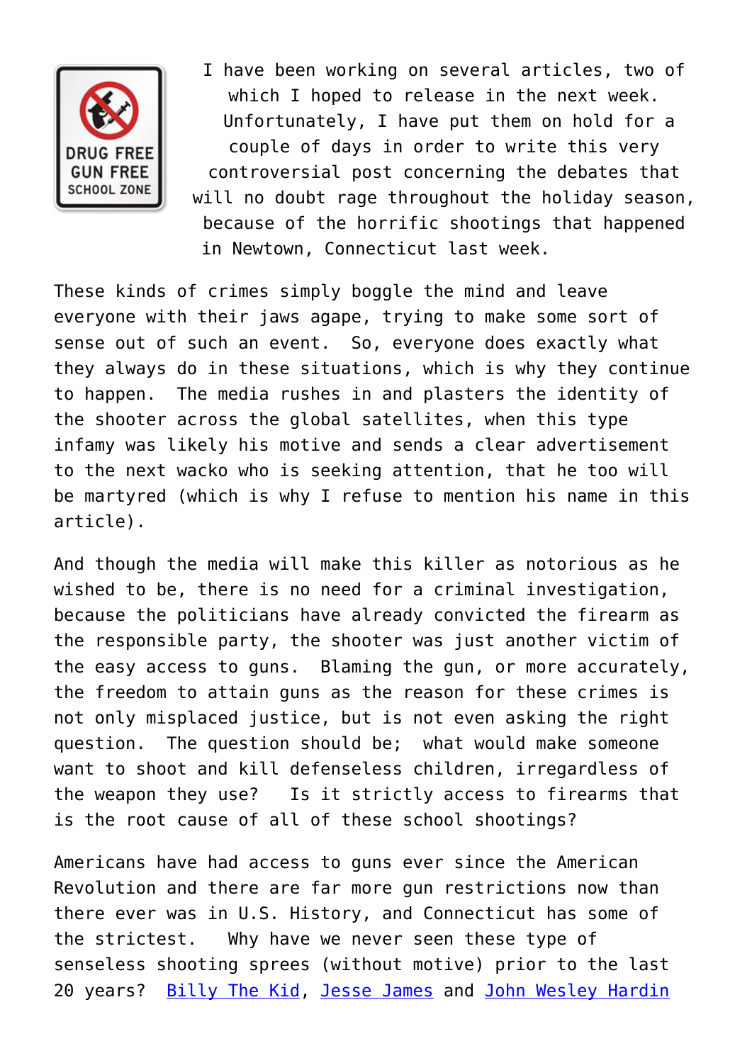I have been working on several articles, two of which I hoped to release in the next week. Unfortunately, I have put them on hold for a couple of days in order to write this very controversial post concerning the debates that will no doubt rage throughout the holiday season, because of the horrific shootings that happened in Newtown, Connecticut last week.

These kinds of crimes simply boggle the mind and leave everyone with their jaws agape, trying to make some sort of sense out of such an event. So, everyone does exactly what they always do in these situations, which is why they continue to happen. The media rushes in and plasters the identity of the shooter across the global satellites, when this type infamy was likely his motive and sends a clear advertisement to the next wacko who is seeking attention, that he too will be martyred (which is why I refuse to mention his name in this article).

And though the media will make this killer as notorious as he wished to be, there is no need for a criminal investigation, because the politicians have already convicted the firearm as the responsible party, the shooter was just another victim of the easy access to guns. Blaming the gun, or more accurately, the freedom to attain guns as the reason for these crimes is not only misplaced justice, but is not even asking the right question. The question should be; what would make someone want to shoot and kill defenseless children, irregardless of the weapon they use? Is it strictly access to firearms that is the root cause of all of these school shootings?

Americans have had access to guns ever since the American Revolution and there are far more gun restrictions now than there ever was in U.S. History, and Connecticut has some of the strictest. Why have we never seen these type of senseless shooting sprees (without motive) prior to the last 20 years? [Billy The Kid](), [Jesse James]() and [John Wesley Hardin]()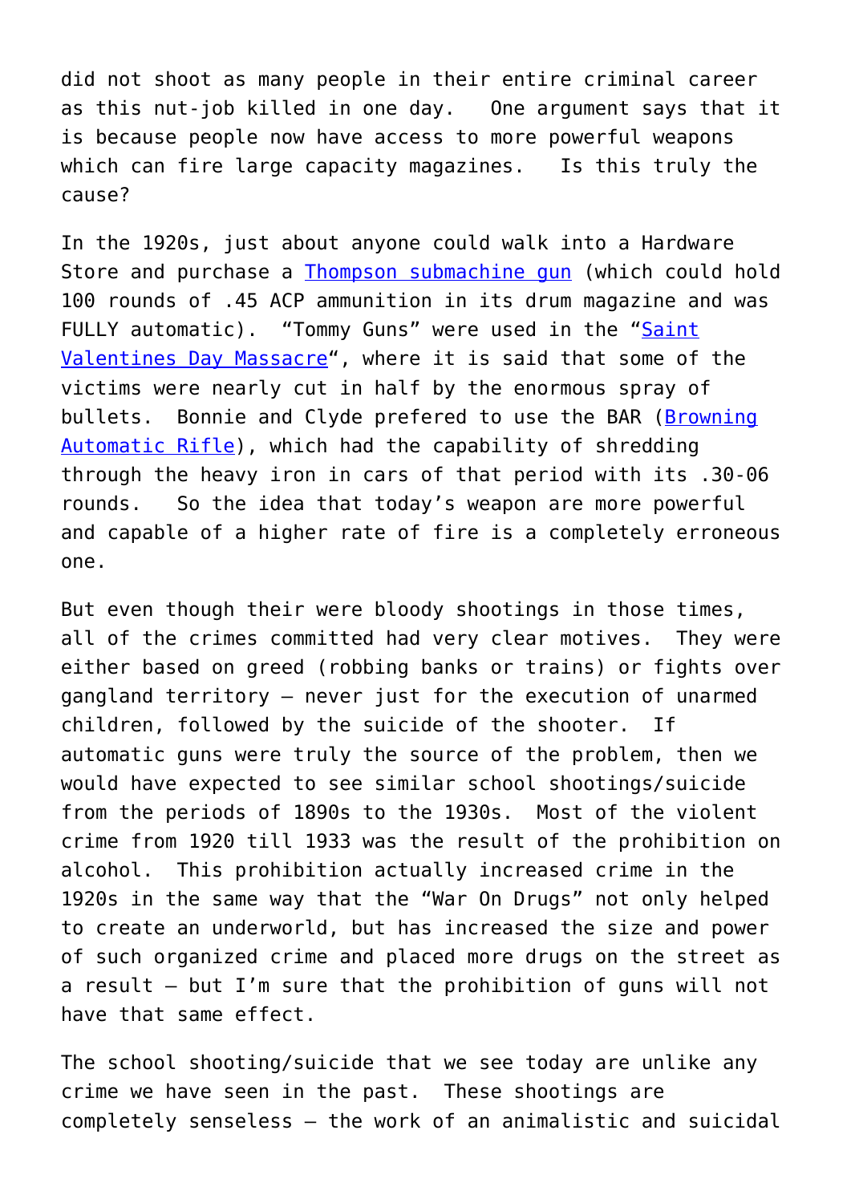did not shoot as many people in their entire criminal career as this nut-job killed in one day.  One argument says that it is because people now have access to more powerful weapons which can fire large capacity magazines.  Is this truly the cause?

In the 1920s, just about anyone could walk into a Hardware Store and purchase a Thompson submachine gun (which could hold 100 rounds of .45 ACP ammunition in its drum magazine and was FULLY automatic).  "Tommy Guns" were used in the "Saint Valentines Day Massacre", where it is said that some of the victims were nearly cut in half by the enormous spray of bullets.  Bonnie and Clyde prefered to use the BAR (Browning Automatic Rifle), which had the capability of shredding through the heavy iron in cars of that period with its .30-06 rounds.  So the idea that today's weapon are more powerful and capable of a higher rate of fire is a completely erroneous one.

But even though their were bloody shootings in those times, all of the crimes committed had very clear motives.  They were either based on greed (robbing banks or trains) or fights over gangland territory – never just for the execution of unarmed children, followed by the suicide of the shooter.  If automatic guns were truly the source of the problem, then we would have expected to see similar school shootings/suicide from the periods of 1890s to the 1930s.  Most of the violent crime from 1920 till 1933 was the result of the prohibition on alcohol.  This prohibition actually increased crime in the 1920s in the same way that the "War On Drugs" not only helped to create an underworld, but has increased the size and power of such organized crime and placed more drugs on the street as a result – but I'm sure that the prohibition of guns will not have that same effect.

The school shooting/suicide that we see today are unlike any crime we have seen in the past.  These shootings are completely senseless – the work of an animalistic and suicidal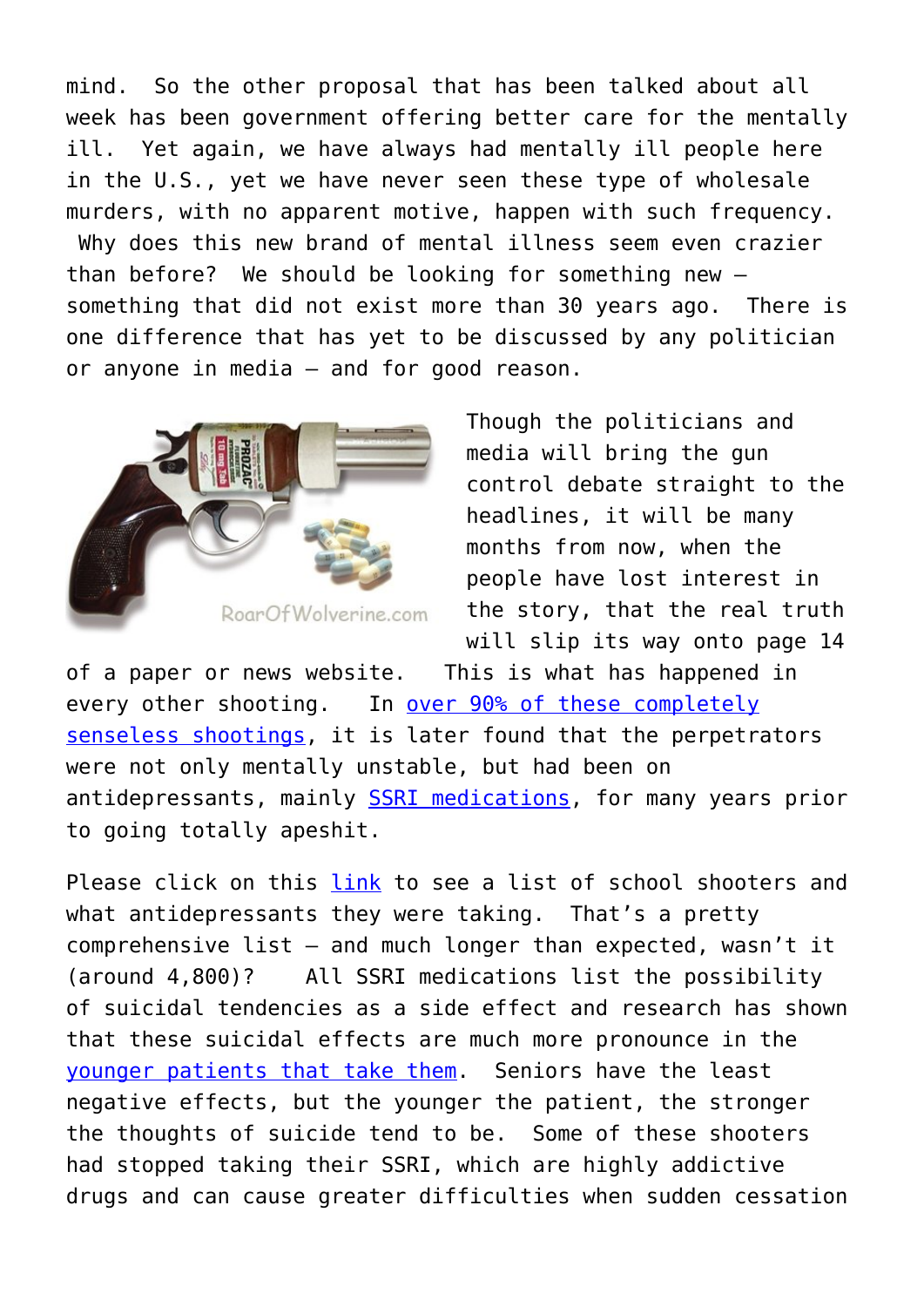mind. So the other proposal that has been talked about all week has been government offering better care for the mentally ill. Yet again, we have always had mentally ill people here in the U.S., yet we have never seen these type of wholesale murders, with no apparent motive, happen with such frequency. Why does this new brand of mental illness seem even crazier than before? We should be looking for something new – something that did not exist more than 30 years ago. There is one difference that has yet to be discussed by any politician or anyone in media – and for good reason.

Though the politicians and media will bring the gun control debate straight to the headlines, it will be many months from now, when the people have lost interest in the story, that the real truth will slip its way onto page 14 of a paper or news website. This is what has happened in every other shooting. In over 90% of these completely senseless shootings, it is later found that the perpetrators were not only mentally unstable, but had been on antidepressants, mainly SSRI medications, for many years prior to going totally apeshit.

Please click on this link to see a list of school shooters and what antidepressants they were taking. That's a pretty comprehensive list – and much longer than expected, wasn't it (around 4,800)? All SSRI medications list the possibility of suicidal tendencies as a side effect and research has shown that these suicidal effects are much more pronounce in the younger patients that take them. Seniors have the least negative effects, but the younger the patient, the stronger the thoughts of suicide tend to be. Some of these shooters had stopped taking their SSRI, which are highly addictive drugs and can cause greater difficulties when sudden cessation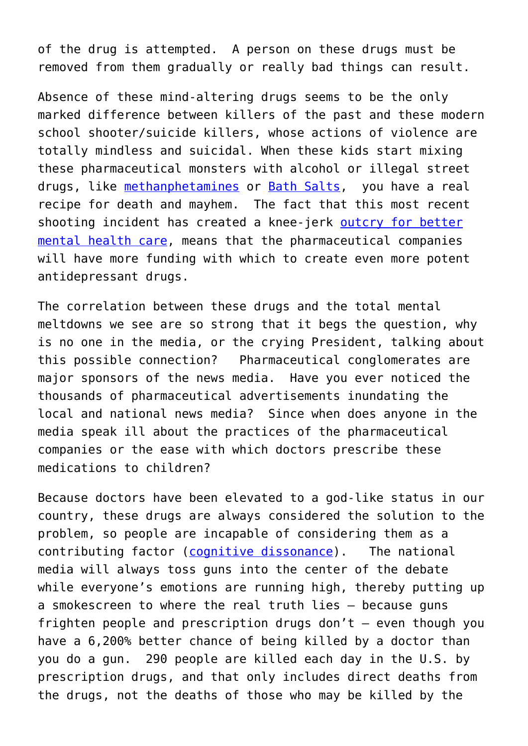of the drug is attempted. A person on these drugs must be removed from them gradually or really bad things can result.

Absence of these mind-altering drugs seems to be the only marked difference between killers of the past and these modern school shooter/suicide killers, whose actions of violence are totally mindless and suicidal. When these kids start mixing these pharmaceutical monsters with alcohol or illegal street drugs, like methanphetamines or Bath Salts, you have a real recipe for death and mayhem. The fact that this most recent shooting incident has created a knee-jerk outcry for better mental health care, means that the pharmaceutical companies will have more funding with which to create even more potent antidepressant drugs.

The correlation between these drugs and the total mental meltdowns we see are so strong that it begs the question, why is no one in the media, or the crying President, talking about this possible connection? Pharmaceutical conglomerates are major sponsors of the news media. Have you ever noticed the thousands of pharmaceutical advertisements inundating the local and national news media? Since when does anyone in the media speak ill about the practices of the pharmaceutical companies or the ease with which doctors prescribe these medications to children?

Because doctors have been elevated to a god-like status in our country, these drugs are always considered the solution to the problem, so people are incapable of considering them as a contributing factor (cognitive dissonance). The national media will always toss guns into the center of the debate while everyone's emotions are running high, thereby putting up a smokescreen to where the real truth lies – because guns frighten people and prescription drugs don't – even though you have a 6,200% better chance of being killed by a doctor than you do a gun. 290 people are killed each day in the U.S. by prescription drugs, and that only includes direct deaths from the drugs, not the deaths of those who may be killed by the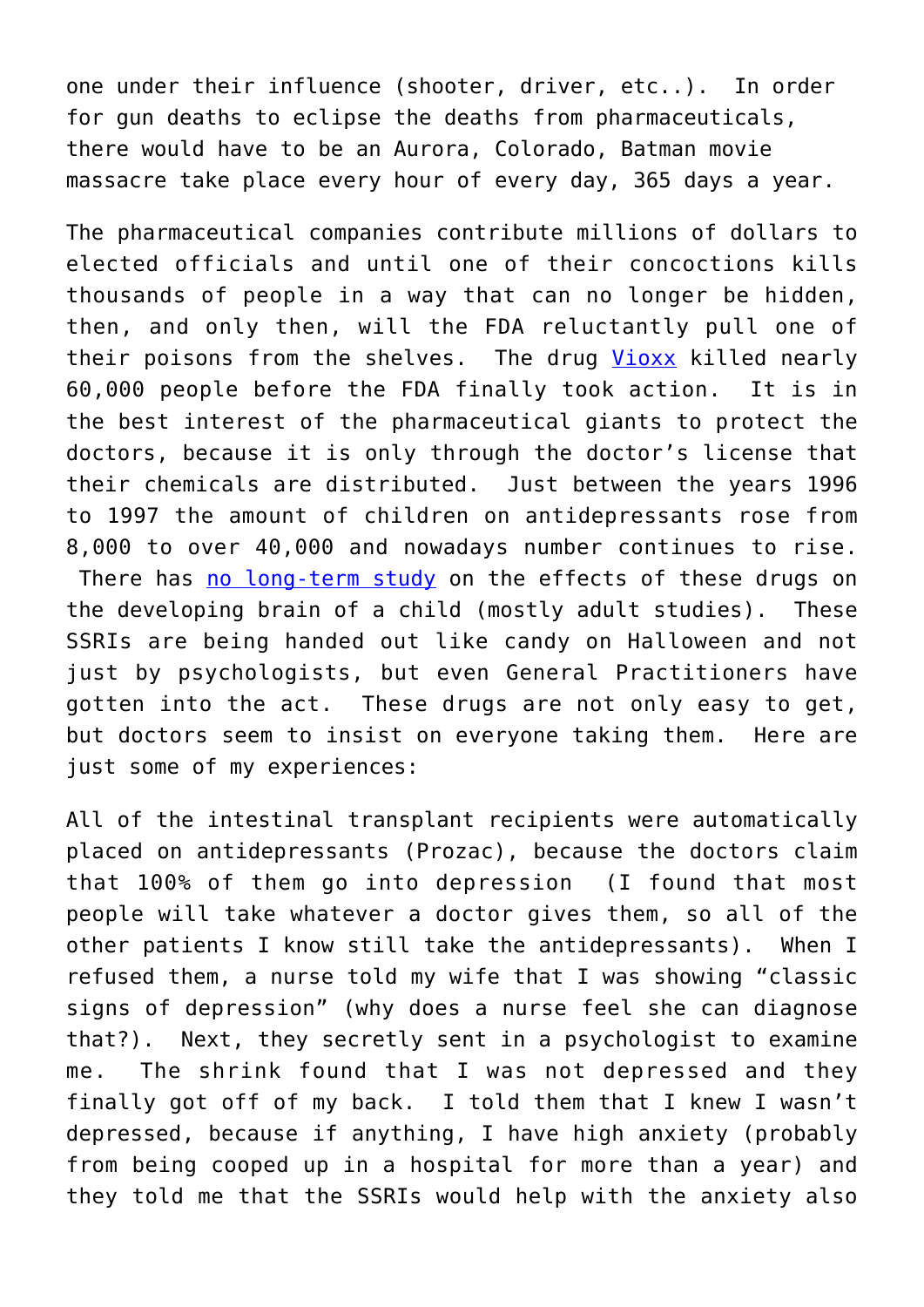one under their influence (shooter, driver, etc..). In order for gun deaths to eclipse the deaths from pharmaceuticals, there would have to be an Aurora, Colorado, Batman movie massacre take place every hour of every day, 365 days a year.

The pharmaceutical companies contribute millions of dollars to elected officials and until one of their concoctions kills thousands of people in a way that can no longer be hidden, then, and only then, will the FDA reluctantly pull one of their poisons from the shelves. The drug Vioxx killed nearly 60,000 people before the FDA finally took action. It is in the best interest of the pharmaceutical giants to protect the doctors, because it is only through the doctor's license that their chemicals are distributed. Just between the years 1996 to 1997 the amount of children on antidepressants rose from 8,000 to over 40,000 and nowadays number continues to rise. There has no long-term study on the effects of these drugs on the developing brain of a child (mostly adult studies). These SSRIs are being handed out like candy on Halloween and not just by psychologists, but even General Practitioners have gotten into the act. These drugs are not only easy to get, but doctors seem to insist on everyone taking them. Here are just some of my experiences:

All of the intestinal transplant recipients were automatically placed on antidepressants (Prozac), because the doctors claim that 100% of them go into depression (I found that most people will take whatever a doctor gives them, so all of the other patients I know still take the antidepressants). When I refused them, a nurse told my wife that I was showing "classic signs of depression" (why does a nurse feel she can diagnose that?). Next, they secretly sent in a psychologist to examine me. The shrink found that I was not depressed and they finally got off of my back. I told them that I knew I wasn't depressed, because if anything, I have high anxiety (probably from being cooped up in a hospital for more than a year) and they told me that the SSRIs would help with the anxiety also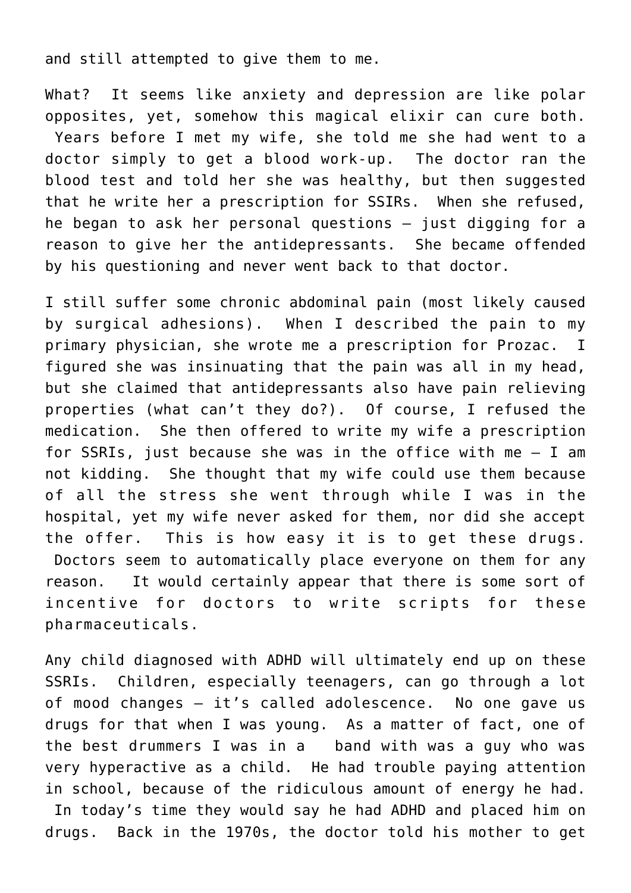and still attempted to give them to me.

What? It seems like anxiety and depression are like polar opposites, yet, somehow this magical elixir can cure both. Years before I met my wife, she told me she had went to a doctor simply to get a blood work-up. The doctor ran the blood test and told her she was healthy, but then suggested that he write her a prescription for SSIRs. When she refused, he began to ask her personal questions – just digging for a reason to give her the antidepressants. She became offended by his questioning and never went back to that doctor.

I still suffer some chronic abdominal pain (most likely caused by surgical adhesions). When I described the pain to my primary physician, she wrote me a prescription for Prozac. I figured she was insinuating that the pain was all in my head, but she claimed that antidepressants also have pain relieving properties (what can't they do?). Of course, I refused the medication. She then offered to write my wife a prescription for SSRIs, just because she was in the office with me – I am not kidding. She thought that my wife could use them because of all the stress she went through while I was in the hospital, yet my wife never asked for them, nor did she accept the offer. This is how easy it is to get these drugs. Doctors seem to automatically place everyone on them for any reason. It would certainly appear that there is some sort of incentive for doctors to write scripts for these pharmaceuticals.

Any child diagnosed with ADHD will ultimately end up on these SSRIs. Children, especially teenagers, can go through a lot of mood changes – it's called adolescence. No one gave us drugs for that when I was young. As a matter of fact, one of the best drummers I was in a band with was a guy who was very hyperactive as a child. He had trouble paying attention in school, because of the ridiculous amount of energy he had. In today's time they would say he had ADHD and placed him on drugs. Back in the 1970s, the doctor told his mother to get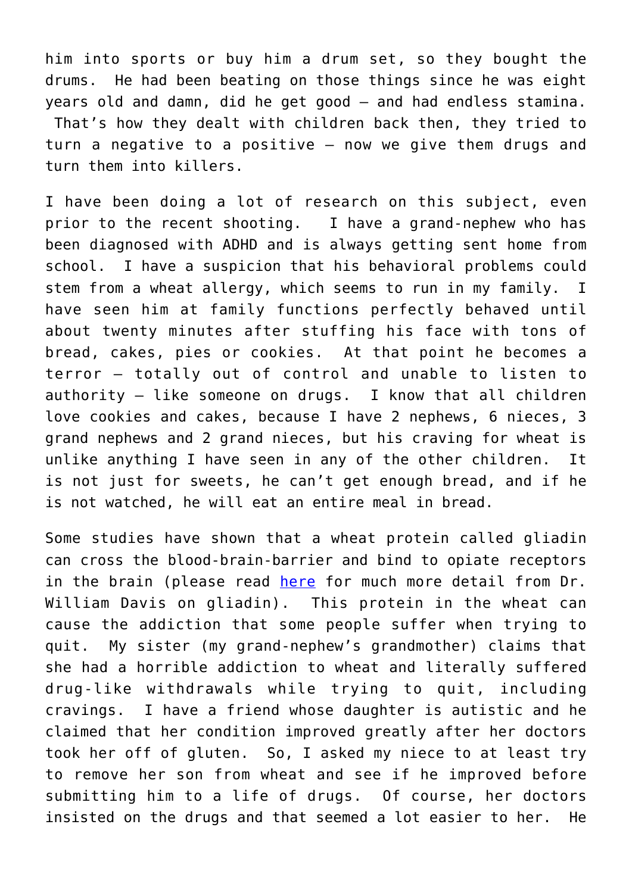him into sports or buy him a drum set, so they bought the drums. He had been beating on those things since he was eight years old and damn, did he get good – and had endless stamina. That's how they dealt with children back then, they tried to turn a negative to a positive – now we give them drugs and turn them into killers.

I have been doing a lot of research on this subject, even prior to the recent shooting. I have a grand-nephew who has been diagnosed with ADHD and is always getting sent home from school. I have a suspicion that his behavioral problems could stem from a wheat allergy, which seems to run in my family. I have seen him at family functions perfectly behaved until about twenty minutes after stuffing his face with tons of bread, cakes, pies or cookies. At that point he becomes a terror – totally out of control and unable to listen to authority – like someone on drugs. I know that all children love cookies and cakes, because I have 2 nephews, 6 nieces, 3 grand nephews and 2 grand nieces, but his craving for wheat is unlike anything I have seen in any of the other children. It is not just for sweets, he can't get enough bread, and if he is not watched, he will eat an entire meal in bread.

Some studies have shown that a wheat protein called gliadin can cross the blood-brain-barrier and bind to opiate receptors in the brain (please read here for much more detail from Dr. William Davis on gliadin). This protein in the wheat can cause the addiction that some people suffer when trying to quit. My sister (my grand-nephew's grandmother) claims that she had a horrible addiction to wheat and literally suffered drug-like withdrawals while trying to quit, including cravings. I have a friend whose daughter is autistic and he claimed that her condition improved greatly after her doctors took her off of gluten. So, I asked my niece to at least try to remove her son from wheat and see if he improved before submitting him to a life of drugs. Of course, her doctors insisted on the drugs and that seemed a lot easier to her. He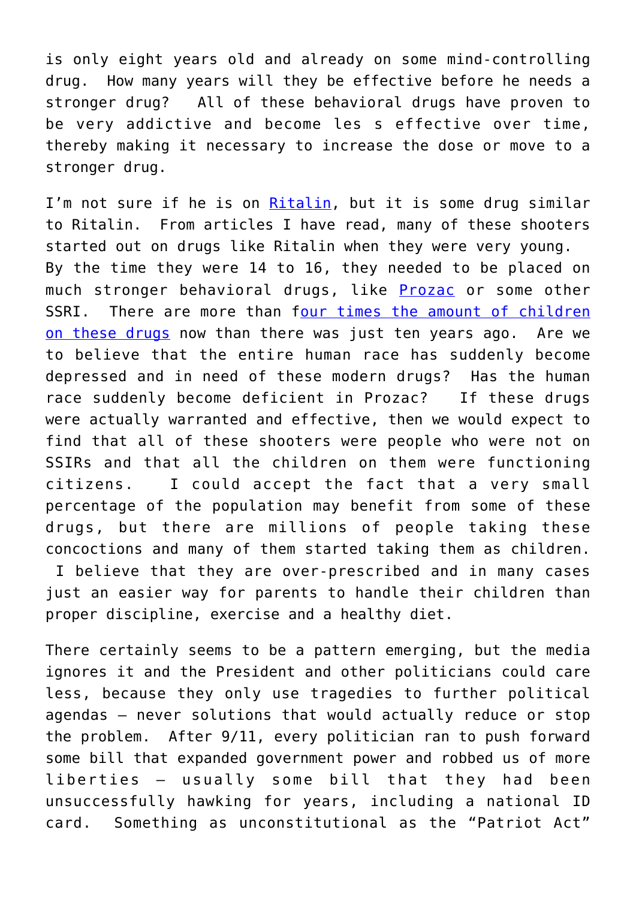is only eight years old and already on some mind-controlling drug. How many years will they be effective before he needs a stronger drug? All of these behavioral drugs have proven to be very addictive and become les s effective over time, thereby making it necessary to increase the dose or move to a stronger drug.

I'm not sure if he is on Ritalin, but it is some drug similar to Ritalin. From articles I have read, many of these shooters started out on drugs like Ritalin when they were very young. By the time they were 14 to 16, they needed to be placed on much stronger behavioral drugs, like Prozac or some other SSRI. There are more than four times the amount of children on these drugs now than there was just ten years ago. Are we to believe that the entire human race has suddenly become depressed and in need of these modern drugs? Has the human race suddenly become deficient in Prozac? If these drugs were actually warranted and effective, then we would expect to find that all of these shooters were people who were not on SSIRs and that all the children on them were functioning citizens. I could accept the fact that a very small percentage of the population may benefit from some of these drugs, but there are millions of people taking these concoctions and many of them started taking them as children. I believe that they are over-prescribed and in many cases just an easier way for parents to handle their children than proper discipline, exercise and a healthy diet.

There certainly seems to be a pattern emerging, but the media ignores it and the President and other politicians could care less, because they only use tragedies to further political agendas – never solutions that would actually reduce or stop the problem. After 9/11, every politician ran to push forward some bill that expanded government power and robbed us of more liberties – usually some bill that they had been unsuccessfully hawking for years, including a national ID card. Something as unconstitutional as the "Patriot Act"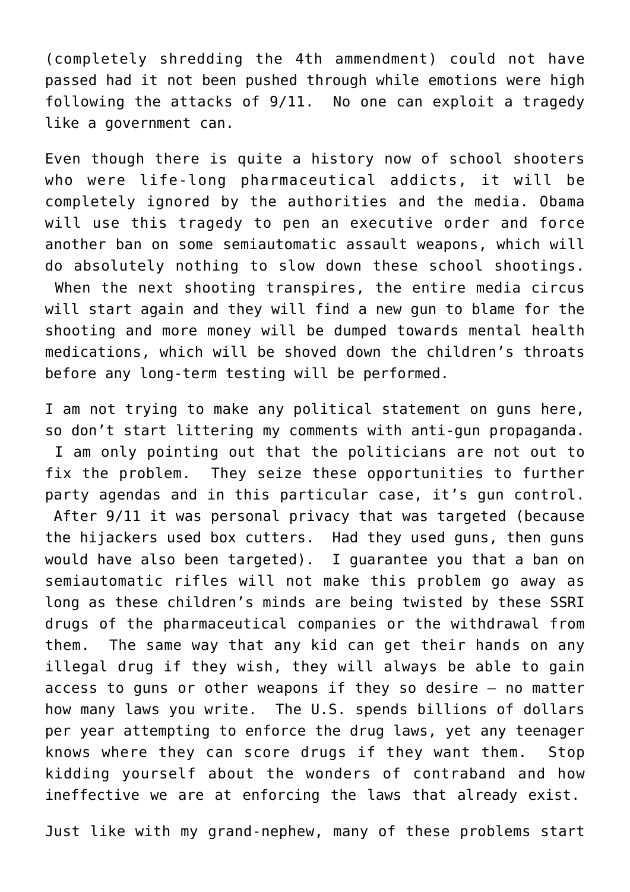(completely shredding the 4th ammendment) could not have passed had it not been pushed through while emotions were high following the attacks of 9/11. No one can exploit a tragedy like a government can.

Even though there is quite a history now of school shooters who were life-long pharmaceutical addicts, it will be completely ignored by the authorities and the media. Obama will use this tragedy to pen an executive order and force another ban on some semiautomatic assault weapons, which will do absolutely nothing to slow down these school shootings. When the next shooting transpires, the entire media circus will start again and they will find a new gun to blame for the shooting and more money will be dumped towards mental health medications, which will be shoved down the children's throats before any long-term testing will be performed.

I am not trying to make any political statement on guns here, so don't start littering my comments with anti-gun propaganda. I am only pointing out that the politicians are not out to fix the problem. They seize these opportunities to further party agendas and in this particular case, it's gun control. After 9/11 it was personal privacy that was targeted (because the hijackers used box cutters. Had they used guns, then guns would have also been targeted). I guarantee you that a ban on semiautomatic rifles will not make this problem go away as long as these children's minds are being twisted by these SSRI drugs of the pharmaceutical companies or the withdrawal from them. The same way that any kid can get their hands on any illegal drug if they wish, they will always be able to gain access to guns or other weapons if they so desire – no matter how many laws you write. The U.S. spends billions of dollars per year attempting to enforce the drug laws, yet any teenager knows where they can score drugs if they want them. Stop kidding yourself about the wonders of contraband and how ineffective we are at enforcing the laws that already exist.

Just like with my grand-nephew, many of these problems start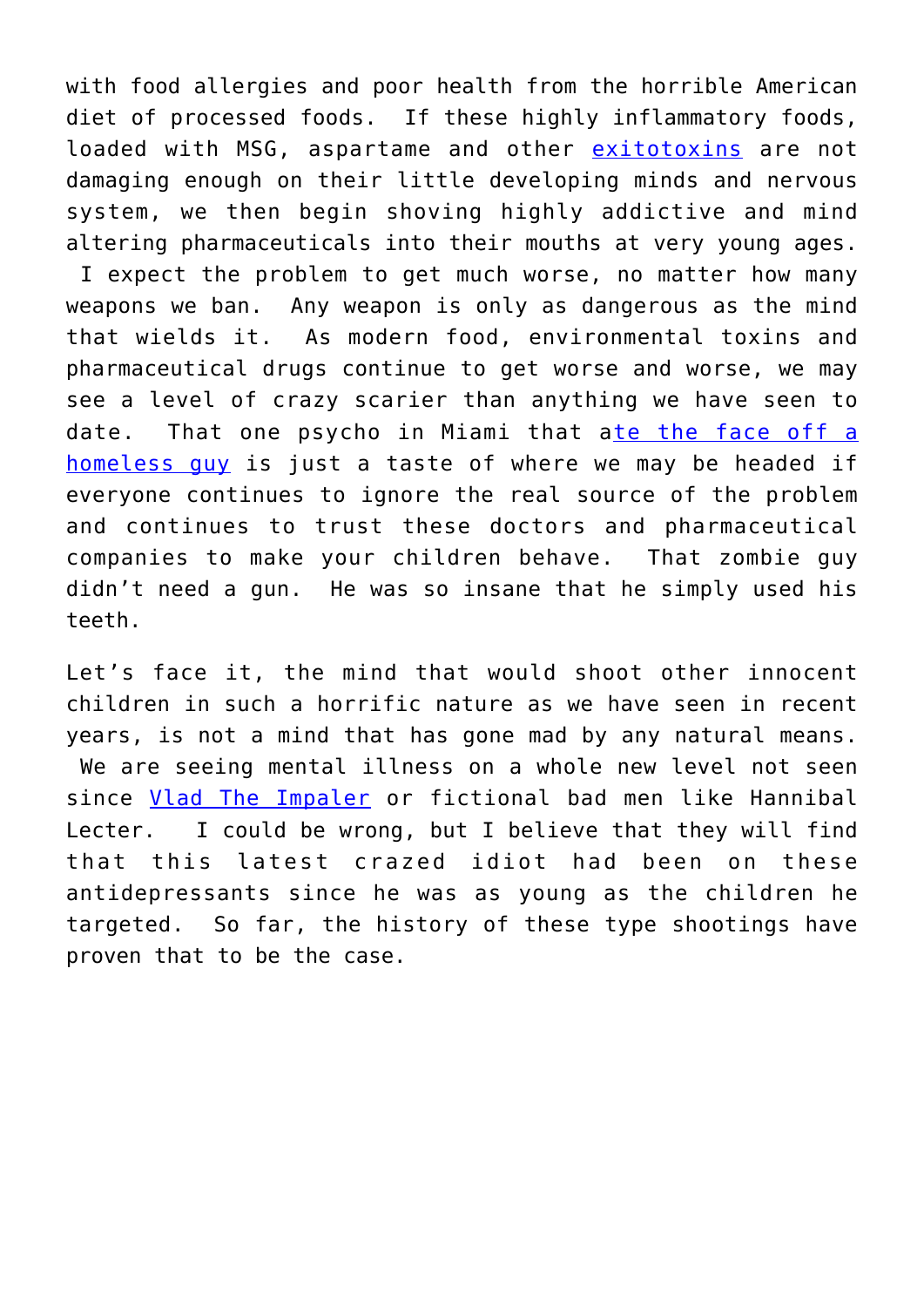with food allergies and poor health from the horrible American diet of processed foods. If these highly inflammatory foods, loaded with MSG, aspartame and other exitotoxins are not damaging enough on their little developing minds and nervous system, we then begin shoving highly addictive and mind altering pharmaceuticals into their mouths at very young ages. I expect the problem to get much worse, no matter how many weapons we ban. Any weapon is only as dangerous as the mind that wields it. As modern food, environmental toxins and pharmaceutical drugs continue to get worse and worse, we may see a level of crazy scarier than anything we have seen to date. That one psycho in Miami that ate the face off a homeless guy is just a taste of where we may be headed if everyone continues to ignore the real source of the problem and continues to trust these doctors and pharmaceutical companies to make your children behave. That zombie guy didn't need a gun. He was so insane that he simply used his teeth.

Let's face it, the mind that would shoot other innocent children in such a horrific nature as we have seen in recent years, is not a mind that has gone mad by any natural means. We are seeing mental illness on a whole new level not seen since Vlad The Impaler or fictional bad men like Hannibal Lecter. I could be wrong, but I believe that they will find that this latest crazed idiot had been on these antidepressants since he was as young as the children he targeted. So far, the history of these type shootings have proven that to be the case.